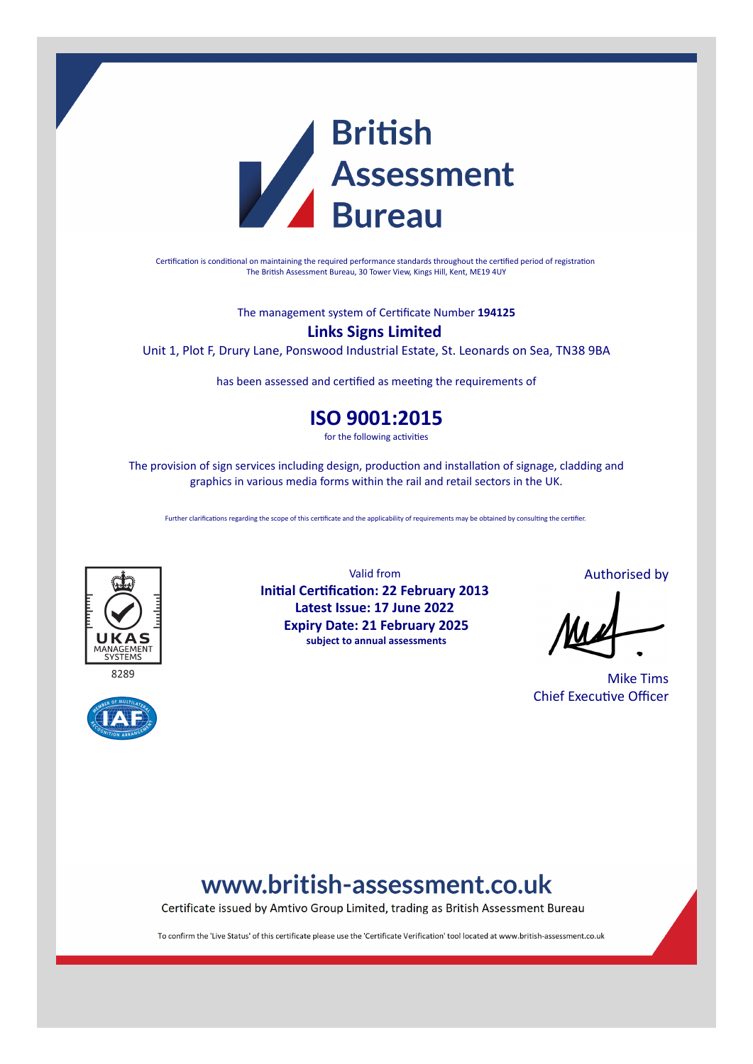# British Assessment Bureau

Certification is conditional on maintaining the required performance standards throughout the certified period of registration
The British Assessment Bureau, 30 Tower View, Kings Hill, Kent, ME19 4UY

The management system of Certificate Number **194125**

## Links Signs Limited

Unit 1, Plot F, Drury Lane, Ponswood Industrial Estate, St. Leonards on Sea, TN38 9BA

has been assessed and certified as meeting the requirements of

# ISO 9001:2015

for the following activities

The provision of sign services including design, production and installation of signage, cladding and graphics in various media forms within the rail and retail sectors in the UK.

Further clarifications regarding the scope of this certificate and the applicability of requirements may be obtained by consulting the certifier.

UKAS MANAGEMENT SYSTEMS
8289

Valid from

**Initial Certification: 22 February 2013**
**Latest Issue: 17 June 2022**
**Expiry Date: 21 February 2025**
**subject to annual assessments**

Authorised by

Mike Tims
Chief Executive Officer

## www.british-assessment.co.uk

Certificate issued by Amtivo Group Limited, trading as British Assessment Bureau

To confirm the 'Live Status' of this certificate please use the 'Certificate Verification' tool located at www.british-assessment.co.uk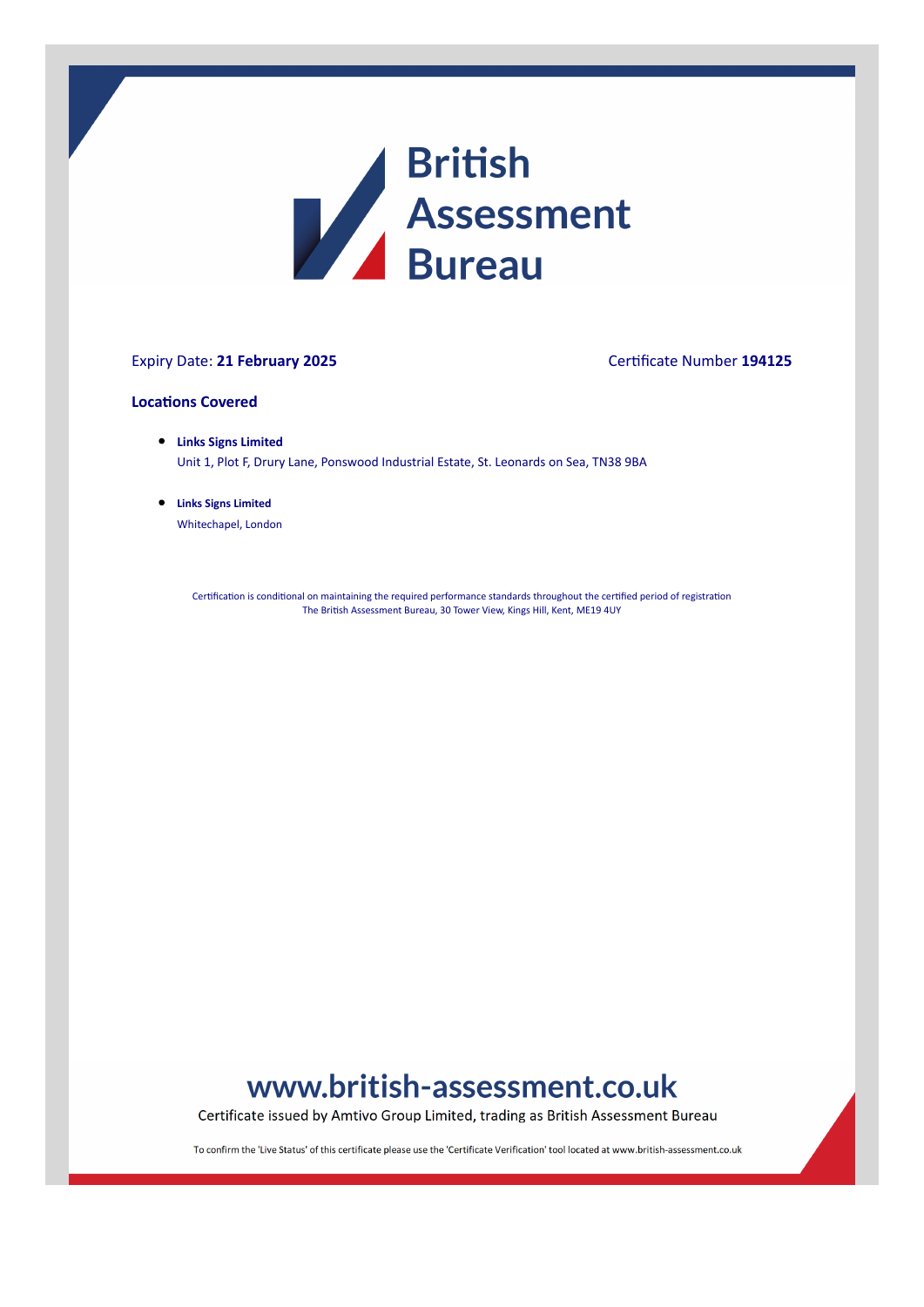# British Assessment Bureau

Expiry Date: **21 February 2025**

Certificate Number **194125**

### Locations Covered

- **Links Signs Limited**
  Unit 1, Plot F, Drury Lane, Ponswood Industrial Estate, St. Leonards on Sea, TN38 9BA

- **Links Signs Limited**
  Whitechapel, London

Certification is conditional on maintaining the required performance standards throughout the certified period of registration
The British Assessment Bureau, 30 Tower View, Kings Hill, Kent, ME19 4UY

## www.british-assessment.co.uk

Certificate issued by Amtivo Group Limited, trading as British Assessment Bureau

To confirm the 'Live Status' of this certificate please use the 'Certificate Verification' tool located at www.british-assessment.co.uk